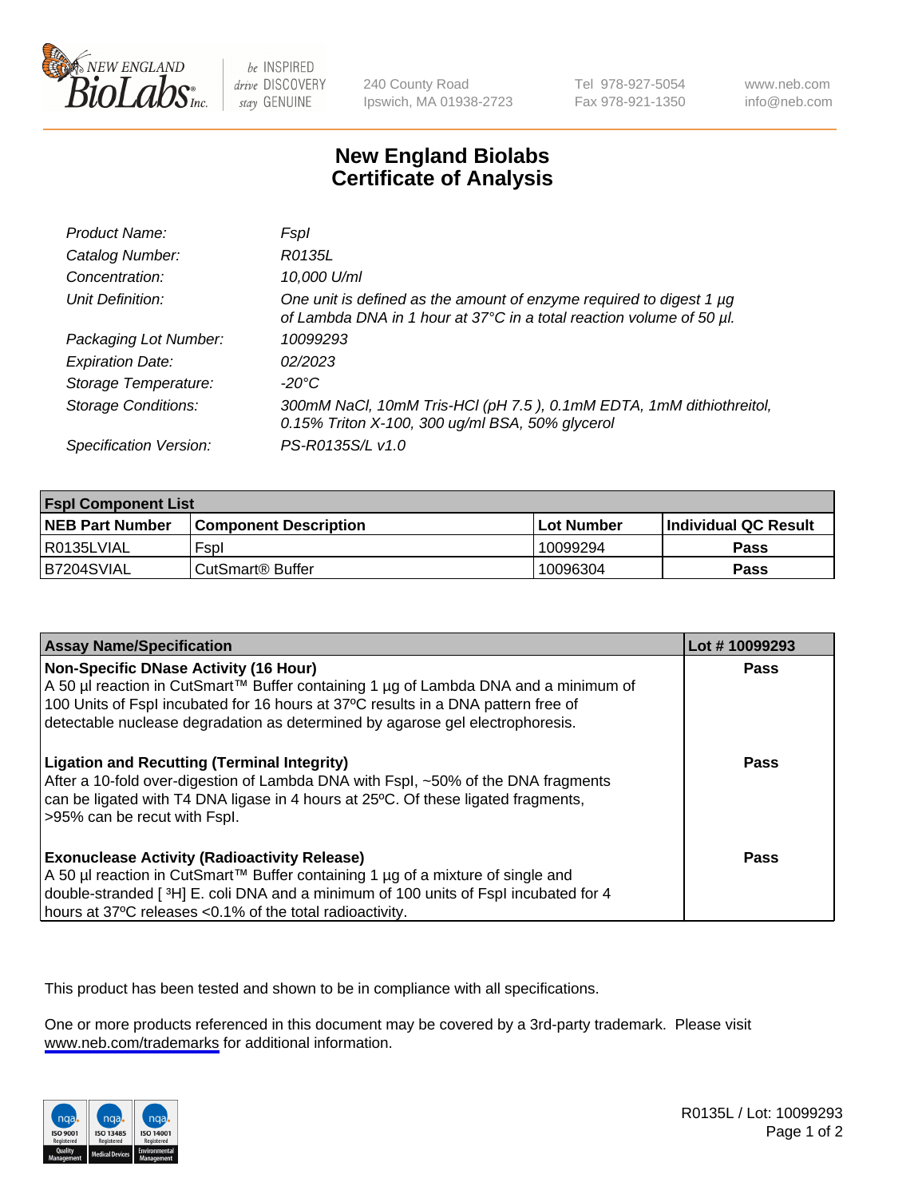# New England Biolabs Certificate of Analysis

| | |
|---|---|
| *Product Name:* | *FspI* |
| *Catalog Number:* | *R0135L* |
| *Concentration:* | *10,000 U/ml* |
| *Unit Definition:* | *One unit is defined as the amount of enzyme required to digest 1 µg of Lambda DNA in 1 hour at 37°C in a total reaction volume of 50 µl.* |
| *Packaging Lot Number:* | *10099293* |
| *Expiration Date:* | *02/2023* |
| *Storage Temperature:* | *-20°C* |
| *Storage Conditions:* | *300mM NaCl, 10mM Tris-HCl (pH 7.5 ), 0.1mM EDTA, 1mM dithiothreitol, 0.15% Triton X-100, 300 ug/ml BSA, 50% glycerol* |
| *Specification Version:* | *PS-R0135S/L v1.0* |

| **FspI Component List** | | | |
|---|---|---|---|
| **NEB Part Number** | **Component Description** | **Lot Number** | **Individual QC Result** |
| R0135LVIAL | FspI | 10099294 | **Pass** |
| B7204SVIAL | CutSmart® Buffer | 10096304 | **Pass** |

| **Assay Name/Specification** | **Lot # 10099293** |
|---|---|
| **Non-Specific DNase Activity (16 Hour)**<br>A 50 µl reaction in CutSmart™ Buffer containing 1 µg of Lambda DNA and a minimum of 100 Units of FspI incubated for 16 hours at 37ºC results in a DNA pattern free of detectable nuclease degradation as determined by agarose gel electrophoresis. | **Pass** |
| **Ligation and Recutting (Terminal Integrity)**<br>After a 10-fold over-digestion of Lambda DNA with FspI, ~50% of the DNA fragments can be ligated with T4 DNA ligase in 4 hours at 25ºC. Of these ligated fragments, >95% can be recut with FspI. | **Pass** |
| **Exonuclease Activity (Radioactivity Release)**<br>A 50 µl reaction in CutSmart™ Buffer containing 1 µg of a mixture of single and double-stranded [ $^3$H] E. coli DNA and a minimum of 100 units of FspI incubated for 4 hours at 37ºC releases <0.1% of the total radioactivity. | **Pass** |

This product has been tested and shown to be in compliance with all specifications.

One or more products referenced in this document may be covered by a 3rd-party trademark. Please visit www.neb.com/trademarks for additional information.

R0135L / Lot: 10099293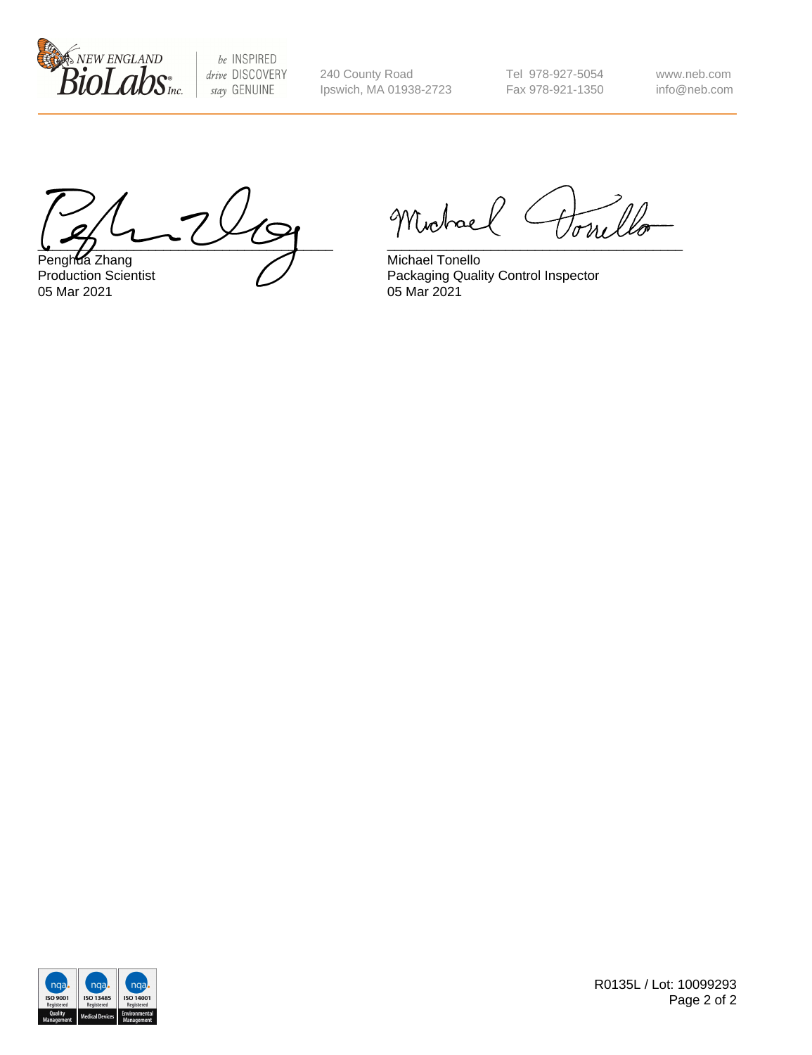Penghua Zhang
Production Scientist
05 Mar 2021

Michael Tonello
Packaging Quality Control Inspector
05 Mar 2021

R0135L / Lot: 10099293